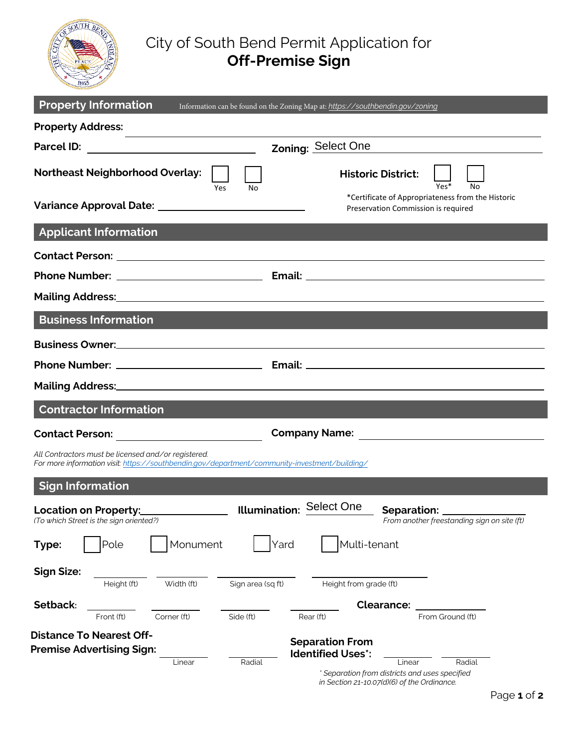# City of South Bend Permit Application for **Off-Premise Sign**

## Property Information

Information can be found on the Zoning Map at: https://southbendin.gov/zoning

**Property Address:** ____________________

**Parcel ID:** ____________________ **Zoning:** Select One

**Northeast Neighborhood Overlay:** ☐ Yes ☐ No

**Historic District:** ☐ Yes* ☐ No

*Certificate of Appropriateness from the Historic Preservation Commission is required

**Variance Approval Date:** ____________________

## Applicant Information

**Contact Person:** ____________________

**Phone Number:** ____________________ **Email:** ____________________

**Mailing Address:** ____________________

## Business Information

**Business Owner:** ____________________

**Phone Number:** ____________________ **Email:** ____________________

**Mailing Address:** ____________________

## Contractor Information

**Contact Person:** ____________________ **Company Name:** ____________________

*All Contractors must be licensed and/or registered.*
*For more information visit: https://southbendin.gov/department/community-investment/building/*

## Sign Information

**Location on Property:** ____________________
*(To which Street is the sign oriented?)*

**Illumination:** Select One

**Separation:** ____________________
*From another freestanding sign on site (ft)*

**Type:** ☐ Pole ☐ Monument ☐ Yard ☐ Multi-tenant

**Sign Size:** ________ Height (ft) ________ Width (ft) ________ Sign area (sq ft) ________ Height from grade (ft)

**Setback:** ________ Front (ft) ________ Corner (ft) ________ Side (ft) ________ Rear (ft)

**Clearance:** ________ From Ground (ft)

**Distance To Nearest Off-Premise Advertising Sign:** ________ Linear ________ Radial

**Separation From Identified Uses*:** ________ Linear ________ Radial

*\* Separation from districts and uses specified in Section 21-10.07(d)(6) of the Ordinance.*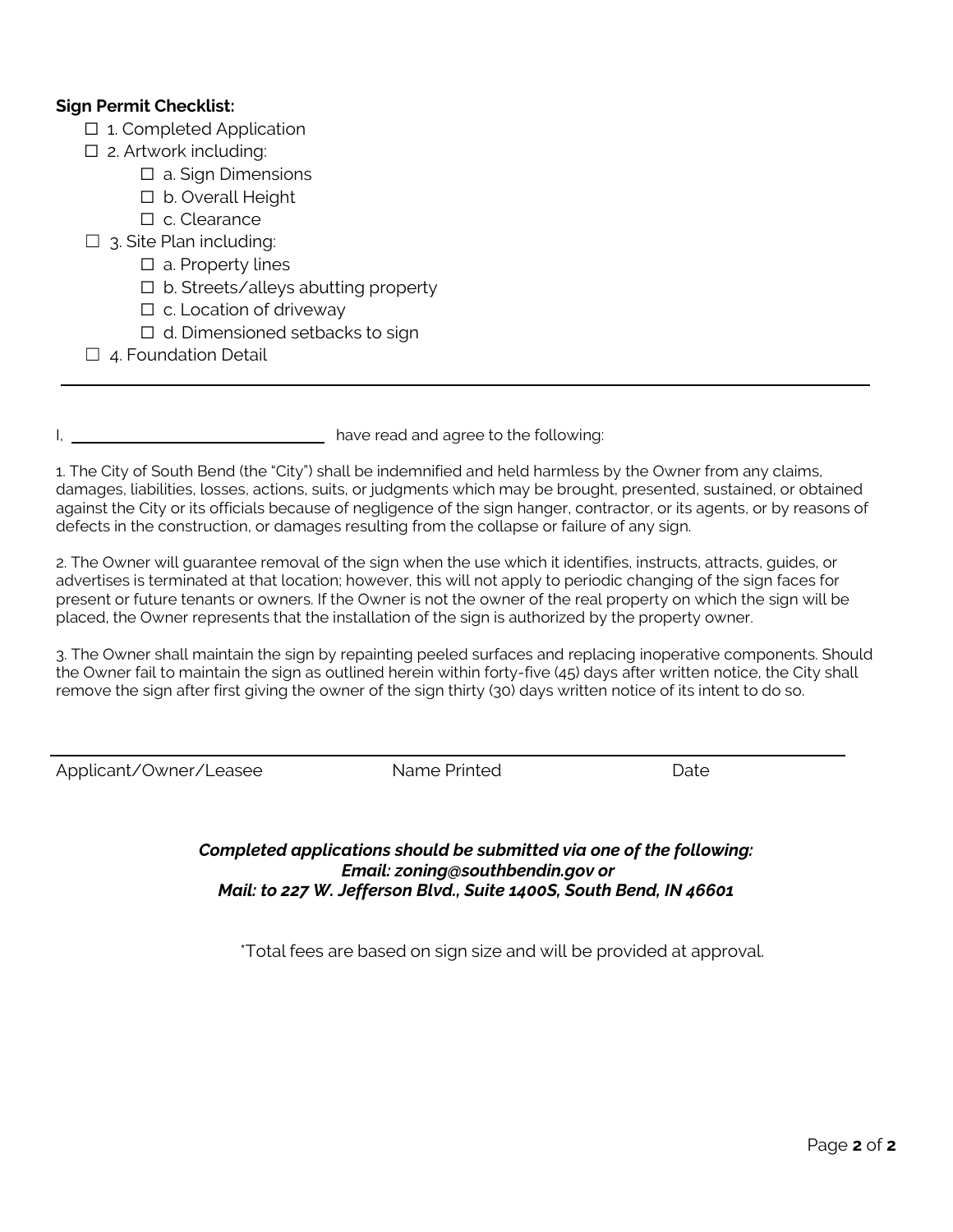**Sign Permit Checklist:**

- ☐ 1. Completed Application
- ☐ 2. Artwork including:
    - ☐ a. Sign Dimensions
    - ☐ b. Overall Height
    - ☐ c. Clearance
- ☐ 3. Site Plan including:
    - ☐ a. Property lines
    - ☐ b. Streets/alleys abutting property
    - ☐ c. Location of driveway
    - ☐ d. Dimensioned setbacks to sign
- ☐ 4. Foundation Detail

---

I, ______________________________ have read and agree to the following:

1. The City of South Bend (the "City") shall be indemnified and held harmless by the Owner from any claims, damages, liabilities, losses, actions, suits, or judgments which may be brought, presented, sustained, or obtained against the City or its officials because of negligence of the sign hanger, contractor, or its agents, or by reasons of defects in the construction, or damages resulting from the collapse or failure of any sign.

2. The Owner will guarantee removal of the sign when the use which it identifies, instructs, attracts, guides, or advertises is terminated at that location; however, this will not apply to periodic changing of the sign faces for present or future tenants or owners. If the Owner is not the owner of the real property on which the sign will be placed, the Owner represents that the installation of the sign is authorized by the property owner.

3. The Owner shall maintain the sign by repainting peeled surfaces and replacing inoperative components. Should the Owner fail to maintain the sign as outlined herein within forty-five (45) days after written notice, the City shall remove the sign after first giving the owner of the sign thirty (30) days written notice of its intent to do so.

______________________________________________________________

Applicant/Owner/Leasee          Name Printed          Date

***Completed applications should be submitted via one of the following:***
***Email: zoning@southbendin.gov or***
***Mail: to 227 W. Jefferson Blvd., Suite 1400S, South Bend, IN 46601***

*Total fees are based on sign size and will be provided at approval.